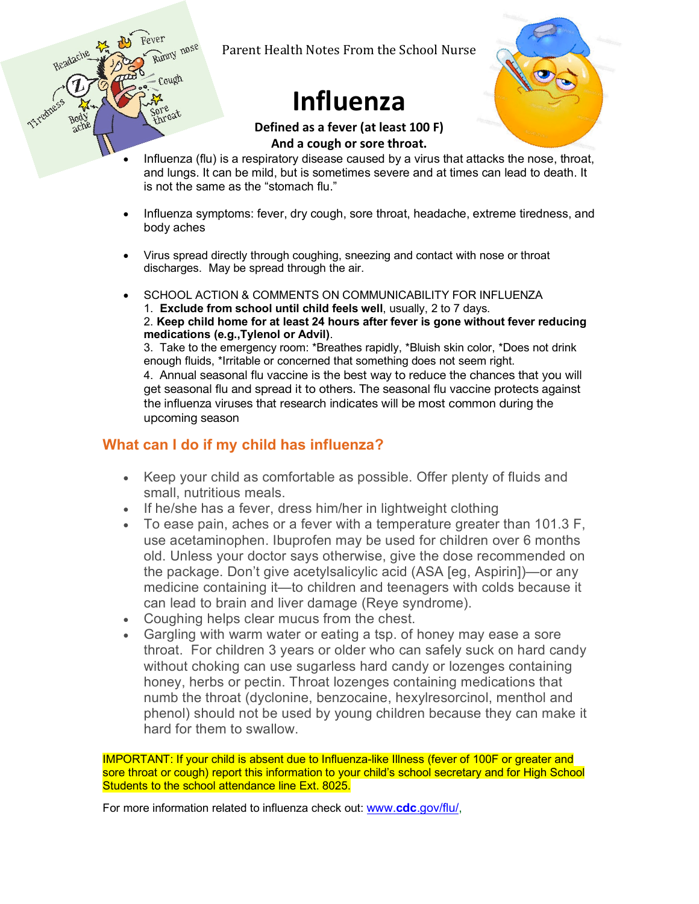Parent Health Notes From the School Nurse

# Influenza

**Defined as a fever (at least 100 F)**
**And a cough or sore throat.**

- Influenza (flu) is a respiratory disease caused by a virus that attacks the nose, throat, and lungs. It can be mild, but is sometimes severe and at times can lead to death. It is not the same as the "stomach flu."

- Influenza symptoms: fever, dry cough, sore throat, headache, extreme tiredness, and body aches

- Virus spread directly through coughing, sneezing and contact with nose or throat discharges. May be spread through the air.

- SCHOOL ACTION & COMMENTS ON COMMUNICABILITY FOR INFLUENZA
  1. **Exclude from school until child feels well**, usually, 2 to 7 days.
  2. **Keep child home for at least 24 hours after fever is gone without fever reducing medications (e.g.,Tylenol or Advil)**.
  3. Take to the emergency room: *Breathes rapidly, *Bluish skin color, *Does not drink enough fluids, *Irritable or concerned that something does not seem right.
  4. Annual seasonal flu vaccine is the best way to reduce the chances that you will get seasonal flu and spread it to others. The seasonal flu vaccine protects against the influenza viruses that research indicates will be most common during the upcoming season

## What can I do if my child has influenza?

- Keep your child as comfortable as possible. Offer plenty of fluids and small, nutritious meals.
- If he/she has a fever, dress him/her in lightweight clothing
- To ease pain, aches or a fever with a temperature greater than 101.3 F, use acetaminophen. Ibuprofen may be used for children over 6 months old. Unless your doctor says otherwise, give the dose recommended on the package. Don't give acetylsalicylic acid (ASA [eg, Aspirin])—or any medicine containing it—to children and teenagers with colds because it can lead to brain and liver damage (Reye syndrome).
- Coughing helps clear mucus from the chest.
- Gargling with warm water or eating a tsp. of honey may ease a sore throat. For children 3 years or older who can safely suck on hard candy without choking can use sugarless hard candy or lozenges containing honey, herbs or pectin. Throat lozenges containing medications that numb the throat (dyclonine, benzocaine, hexylresorcinol, menthol and phenol) should not be used by young children because they can make it hard for them to swallow.

IMPORTANT: If your child is absent due to Influenza-like Illness (fever of 100F or greater and sore throat or cough) report this information to your child's school secretary and for High School Students to the school attendance line Ext. 8025.

For more information related to influenza check out: [www.cdc.gov/flu/](www.cdc.gov/flu/),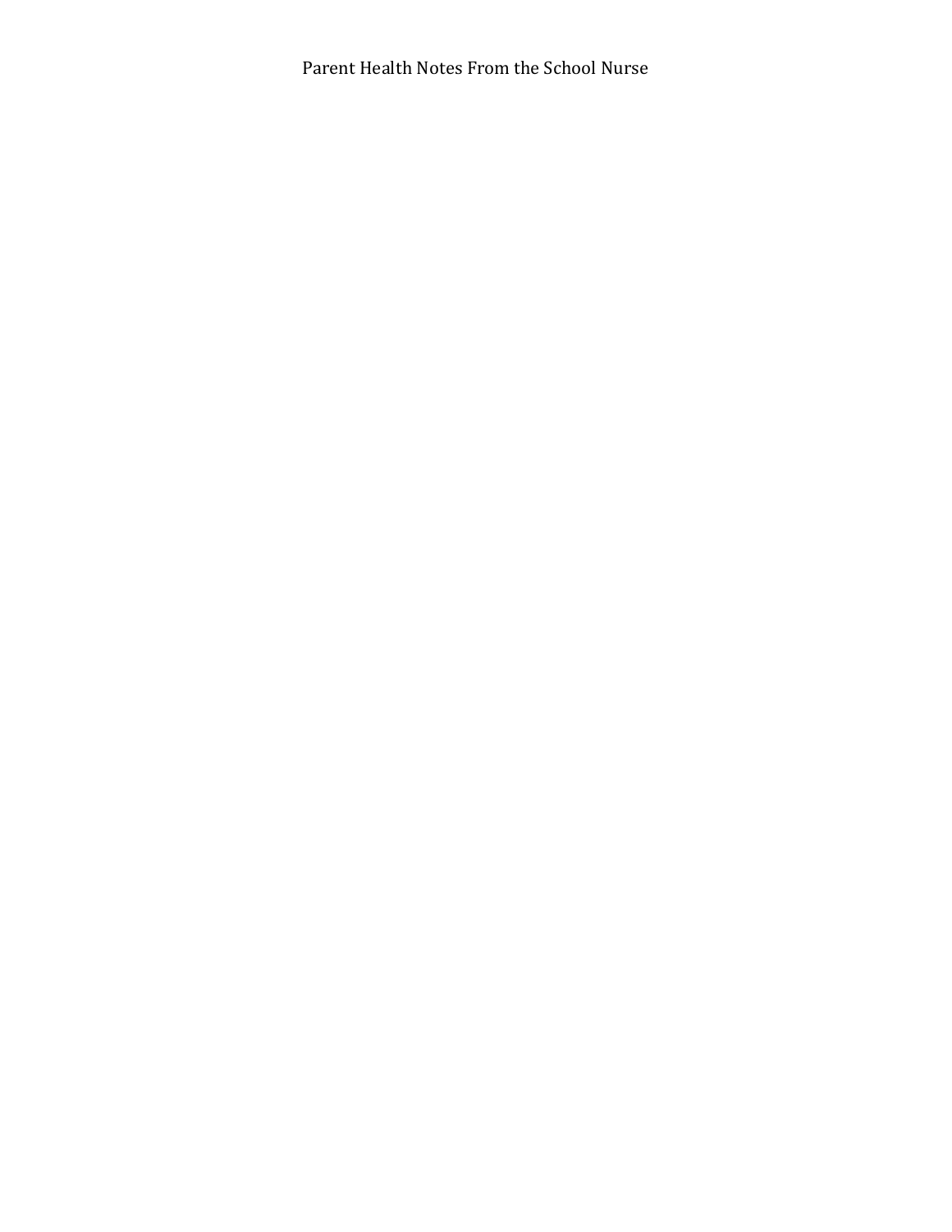Parent Health Notes From the School Nurse